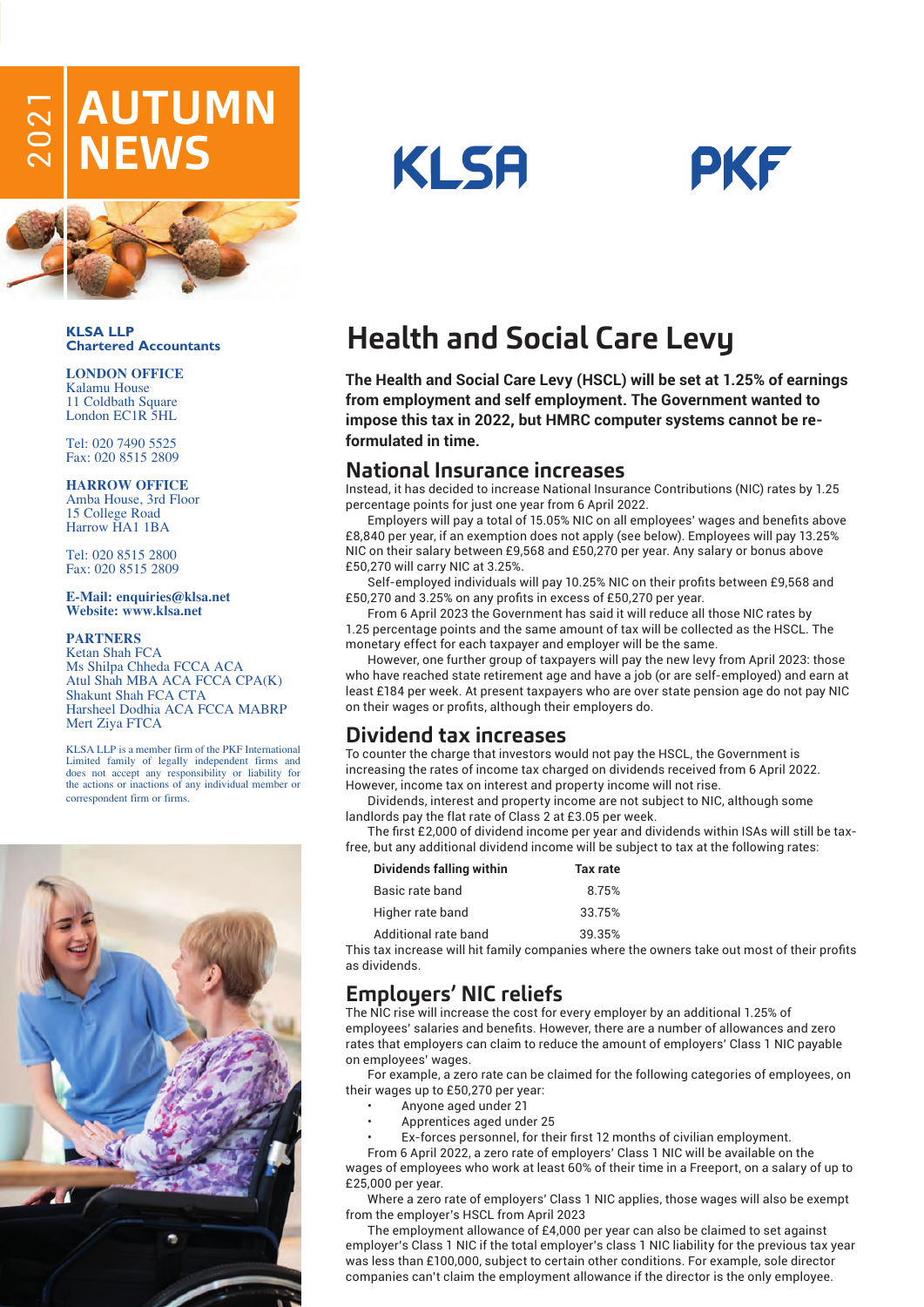# 2021 AUTUMN NEWS

KLSA PKF

**KLSA LLP**
**Chartered Accountants**

**LONDON OFFICE**
Kalamu House
11 Coldbath Square
London EC1R 5HL

Tel: 020 7490 5525
Fax: 020 8515 2809

**HARROW OFFICE**
Amba House, 3rd Floor
15 College Road
Harrow HA1 1BA

Tel: 020 8515 2800
Fax: 020 8515 2809

**E-Mail: enquiries@klsa.net**
**Website: www.klsa.net**

**PARTNERS**
Ketan Shah FCA
Ms Shilpa Chheda FCCA ACA
Atul Shah MBA ACA FCCA CPA(K)
Shakunt Shah FCA CTA
Harsheel Dodhia ACA FCCA MABRP
Mert Ziya FTCA

KLSA LLP is a member firm of the PKF International Limited family of legally independent firms and does not accept any responsibility or liability for the actions or inactions of any individual member or correspondent firm or firms.

## Health and Social Care Levy

**The Health and Social Care Levy (HSCL) will be set at 1.25% of earnings from employment and self employment. The Government wanted to impose this tax in 2022, but HMRC computer systems cannot be re-formulated in time.**

### National Insurance increases

Instead, it has decided to increase National Insurance Contributions (NIC) rates by 1.25 percentage points for just one year from 6 April 2022.

Employers will pay a total of 15.05% NIC on all employees' wages and benefits above £8,840 per year, if an exemption does not apply (see below). Employees will pay 13.25% NIC on their salary between £9,568 and £50,270 per year. Any salary or bonus above £50,270 will carry NIC at 3.25%.

Self-employed individuals will pay 10.25% NIC on their profits between £9,568 and £50,270 and 3.25% on any profits in excess of £50,270 per year.

From 6 April 2023 the Government has said it will reduce all those NIC rates by 1.25 percentage points and the same amount of tax will be collected as the HSCL. The monetary effect for each taxpayer and employer will be the same.

However, one further group of taxpayers will pay the new levy from April 2023: those who have reached state retirement age and have a job (or are self-employed) and earn at least £184 per week. At present taxpayers who are over state pension age do not pay NIC on their wages or profits, although their employers do.

### Dividend tax increases

To counter the charge that investors would not pay the HSCL, the Government is increasing the rates of income tax charged on dividends received from 6 April 2022. However, income tax on interest and property income will not rise.

Dividends, interest and property income are not subject to NIC, although some landlords pay the flat rate of Class 2 at £3.05 per week.

The first £2,000 of dividend income per year and dividends within ISAs will still be tax-free, but any additional dividend income will be subject to tax at the following rates:

| Dividends falling within | Tax rate |
|---|---|
| Basic rate band | 8.75% |
| Higher rate band | 33.75% |
| Additional rate band | 39.35% |

This tax increase will hit family companies where the owners take out most of their profits as dividends.

### Employers' NIC reliefs

The NIC rise will increase the cost for every employer by an additional 1.25% of employees' salaries and benefits. However, there are a number of allowances and zero rates that employers can claim to reduce the amount of employers' Class 1 NIC payable on employees' wages.

For example, a zero rate can be claimed for the following categories of employees, on their wages up to £50,270 per year:

- Anyone aged under 21
- Apprentices aged under 25
- Ex-forces personnel, for their first 12 months of civilian employment.

From 6 April 2022, a zero rate of employers' Class 1 NIC will be available on the wages of employees who work at least 60% of their time in a Freeport, on a salary of up to £25,000 per year.

Where a zero rate of employers' Class 1 NIC applies, those wages will also be exempt from the employer's HSCL from April 2023

The employment allowance of £4,000 per year can also be claimed to set against employer's Class 1 NIC if the total employer's class 1 NIC liability for the previous tax year was less than £100,000, subject to certain other conditions. For example, sole director companies can't claim the employment allowance if the director is the only employee.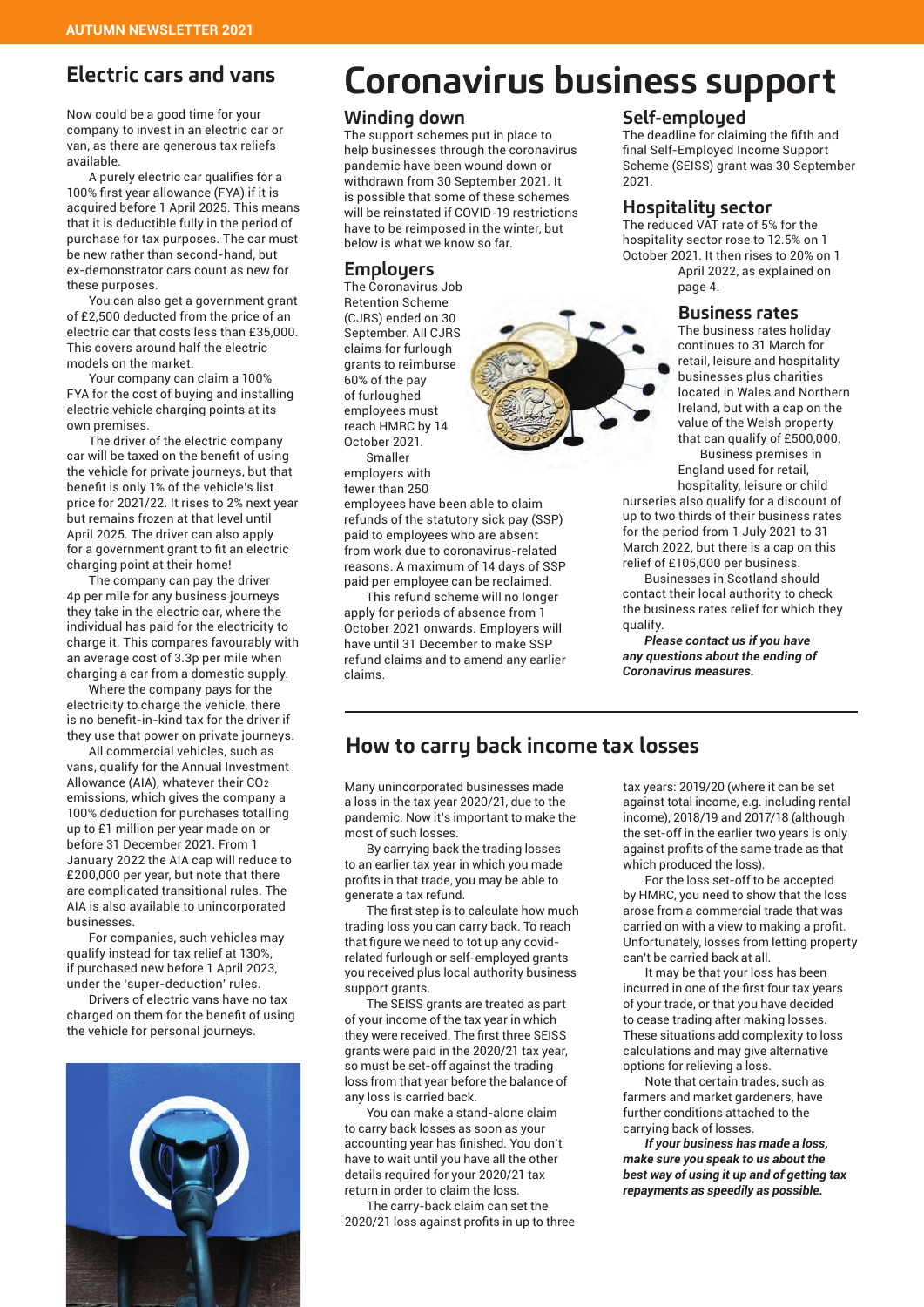## Electric cars and vans

Now could be a good time for your company to invest in an electric car or van, as there are generous tax reliefs available.

A purely electric car qualifies for a 100% first year allowance (FYA) if it is acquired before 1 April 2025. This means that it is deductible fully in the period of purchase for tax purposes. The car must be new rather than second-hand, but ex-demonstrator cars count as new for these purposes.

You can also get a government grant of £2,500 deducted from the price of an electric car that costs less than £35,000. This covers around half the electric models on the market.

Your company can claim a 100% FYA for the cost of buying and installing electric vehicle charging points at its own premises.

The driver of the electric company car will be taxed on the benefit of using the vehicle for private journeys, but that benefit is only 1% of the vehicle's list price for 2021/22. It rises to 2% next year but remains frozen at that level until April 2025. The driver can also apply for a government grant to fit an electric charging point at their home!

The company can pay the driver 4p per mile for any business journeys they take in the electric car, where the individual has paid for the electricity to charge it. This compares favourably with an average cost of 3.3p per mile when charging a car from a domestic supply.

Where the company pays for the electricity to charge the vehicle, there is no benefit-in-kind tax for the driver if they use that power on private journeys.

All commercial vehicles, such as vans, qualify for the Annual Investment Allowance (AIA), whatever their $CO_2$ emissions, which gives the company a 100% deduction for purchases totalling up to £1 million per year made on or before 31 December 2021. From 1 January 2022 the AIA cap will reduce to £200,000 per year, but note that there are complicated transitional rules. The AIA is also available to unincorporated businesses.

For companies, such vehicles may qualify instead for tax relief at 130%, if purchased new before 1 April 2023, under the 'super-deduction' rules.

Drivers of electric vans have no tax charged on them for the benefit of using the vehicle for personal journeys.

# Coronavirus business support

### Winding down

The support schemes put in place to help businesses through the coronavirus pandemic have been wound down or withdrawn from 30 September 2021. It is possible that some of these schemes will be reinstated if COVID-19 restrictions have to be reimposed in the winter, but below is what we know so far.

### Employers

The Coronavirus Job Retention Scheme (CJRS) ended on 30 September. All CJRS claims for furlough grants to reimburse 60% of the pay of furloughed employees must reach HMRC by 14 October 2021.

Smaller employers with fewer than 250 employees have been able to claim refunds of the statutory sick pay (SSP) paid to employees who are absent from work due to coronavirus-related reasons. A maximum of 14 days of SSP paid per employee can be reclaimed.

This refund scheme will no longer apply for periods of absence from 1 October 2021 onwards. Employers will have until 31 December to make SSP refund claims and to amend any earlier claims.

### Self-employed

The deadline for claiming the fifth and final Self-Employed Income Support Scheme (SEISS) grant was 30 September 2021.

### Hospitality sector

The reduced VAT rate of 5% for the hospitality sector rose to 12.5% on 1 October 2021. It then rises to 20% on 1 April 2022, as explained on page 4.

### Business rates

The business rates holiday continues to 31 March for retail, leisure and hospitality businesses plus charities located in Wales and Northern Ireland, but with a cap on the value of the Welsh property that can qualify of £500,000.

Business premises in England used for retail, hospitality, leisure or child nurseries also qualify for a discount of up to two thirds of their business rates for the period from 1 July 2021 to 31 March 2022, but there is a cap on this relief of £105,000 per business.

Businesses in Scotland should contact their local authority to check the business rates relief for which they qualify.

***Please contact us if you have any questions about the ending of Coronavirus measures.***

## How to carry back income tax losses

Many unincorporated businesses made a loss in the tax year 2020/21, due to the pandemic. Now it's important to make the most of such losses.

By carrying back the trading losses to an earlier tax year in which you made profits in that trade, you may be able to generate a tax refund.

The first step is to calculate how much trading loss you can carry back. To reach that figure we need to tot up any covid-related furlough or self-employed grants you received plus local authority business support grants.

The SEISS grants are treated as part of your income of the tax year in which they were received. The first three SEISS grants were paid in the 2020/21 tax year, so must be set-off against the trading loss from that year before the balance of any loss is carried back.

You can make a stand-alone claim to carry back losses as soon as your accounting year has finished. You don't have to wait until you have all the other details required for your 2020/21 tax return in order to claim the loss.

The carry-back claim can set the 2020/21 loss against profits in up to three tax years: 2019/20 (where it can be set against total income, e.g. including rental income), 2018/19 and 2017/18 (although the set-off in the earlier two years is only against profits of the same trade as that which produced the loss).

For the loss set-off to be accepted by HMRC, you need to show that the loss arose from a commercial trade that was carried on with a view to making a profit. Unfortunately, losses from letting property can't be carried back at all.

It may be that your loss has been incurred in one of the first four tax years of your trade, or that you have decided to cease trading after making losses. These situations add complexity to loss calculations and may give alternative options for relieving a loss.

Note that certain trades, such as farmers and market gardeners, have further conditions attached to the carrying back of losses.

***If your business has made a loss, make sure you speak to us about the best way of using it up and of getting tax repayments as speedily as possible.***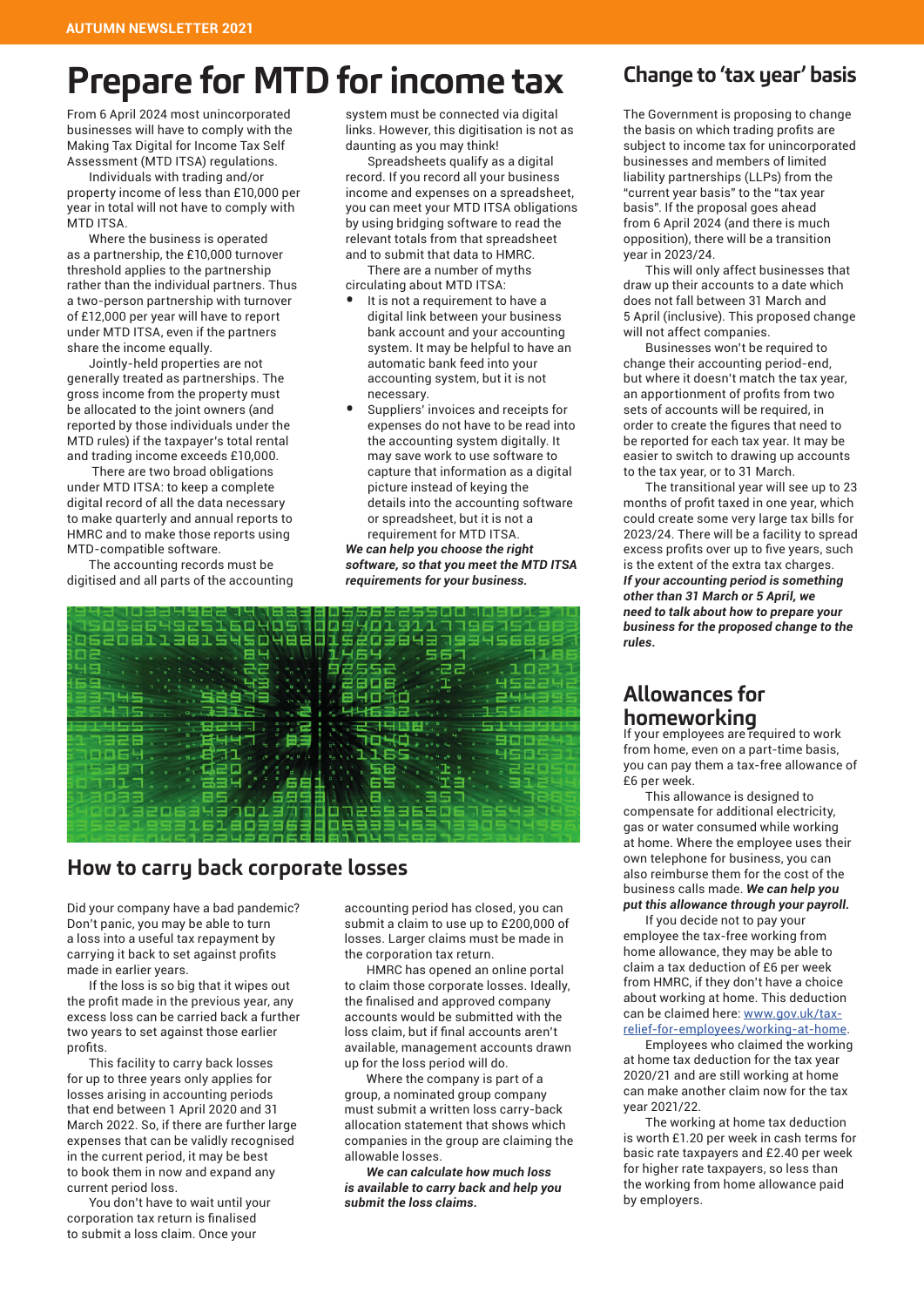# Prepare for MTD for income tax

From 6 April 2024 most unincorporated businesses will have to comply with the Making Tax Digital for Income Tax Self Assessment (MTD ITSA) regulations.

Individuals with trading and/or property income of less than £10,000 per year in total will not have to comply with MTD ITSA.

Where the business is operated as a partnership, the £10,000 turnover threshold applies to the partnership rather than the individual partners. Thus a two-person partnership with turnover of £12,000 per year will have to report under MTD ITSA, even if the partners share the income equally.

Jointly-held properties are not generally treated as partnerships. The gross income from the property must be allocated to the joint owners (and reported by those individuals under the MTD rules) if the taxpayer's total rental and trading income exceeds £10,000.

There are two broad obligations under MTD ITSA: to keep a complete digital record of all the data necessary to make quarterly and annual reports to HMRC and to make those reports using MTD-compatible software.

The accounting records must be digitised and all parts of the accounting system must be connected via digital links. However, this digitisation is not as daunting as you may think!

Spreadsheets qualify as a digital record. If you record all your business income and expenses on a spreadsheet, you can meet your MTD ITSA obligations by using bridging software to read the relevant totals from that spreadsheet and to submit that data to HMRC.

There are a number of myths circulating about MTD ITSA:

- It is not a requirement to have a digital link between your business bank account and your accounting system. It may be helpful to have an automatic bank feed into your accounting system, but it is not necessary.
- Suppliers' invoices and receipts for expenses do not have to be read into the accounting system digitally. It may save work to use software to capture that information as a digital picture instead of keying the details into the accounting software or spreadsheet, but it is not a requirement for MTD ITSA.

***We can help you choose the right software, so that you meet the MTD ITSA requirements for your business.***

## How to carry back corporate losses

Did your company have a bad pandemic? Don't panic, you may be able to turn a loss into a useful tax repayment by carrying it back to set against profits made in earlier years.

If the loss is so big that it wipes out the profit made in the previous year, any excess loss can be carried back a further two years to set against those earlier profits.

This facility to carry back losses for up to three years only applies for losses arising in accounting periods that end between 1 April 2020 and 31 March 2022. So, if there are further large expenses that can be validly recognised in the current period, it may be best to book them in now and expand any current period loss.

You don't have to wait until your corporation tax return is finalised to submit a loss claim. Once your accounting period has closed, you can submit a claim to use up to £200,000 of losses. Larger claims must be made in the corporation tax return.

HMRC has opened an online portal to claim those corporate losses. Ideally, the finalised and approved company accounts would be submitted with the loss claim, but if final accounts aren't available, management accounts drawn up for the loss period will do.

Where the company is part of a group, a nominated group company must submit a written loss carry-back allocation statement that shows which companies in the group are claiming the allowable losses.

***We can calculate how much loss is available to carry back and help you submit the loss claims.***

## Change to 'tax year' basis

The Government is proposing to change the basis on which trading profits are subject to income tax for unincorporated businesses and members of limited liability partnerships (LLPs) from the "current year basis" to the "tax year basis". If the proposal goes ahead from 6 April 2024 (and there is much opposition), there will be a transition year in 2023/24.

This will only affect businesses that draw up their accounts to a date which does not fall between 31 March and 5 April (inclusive). This proposed change will not affect companies.

Businesses won't be required to change their accounting period-end, but where it doesn't match the tax year, an apportionment of profits from two sets of accounts will be required, in order to create the figures that need to be reported for each tax year. It may be easier to switch to drawing up accounts to the tax year, or to 31 March.

The transitional year will see up to 23 months of profit taxed in one year, which could create some very large tax bills for 2023/24. There will be a facility to spread excess profits over up to five years, such is the extent of the extra tax charges.

***If your accounting period is something other than 31 March or 5 April, we need to talk about how to prepare your business for the proposed change to the rules.***

## Allowances for homeworking

If your employees are required to work from home, even on a part-time basis, you can pay them a tax-free allowance of £6 per week.

This allowance is designed to compensate for additional electricity, gas or water consumed while working at home. Where the employee uses their own telephone for business, you can also reimburse them for the cost of the business calls made. ***We can help you put this allowance through your payroll.***

If you decide not to pay your employee the tax-free working from home allowance, they may be able to claim a tax deduction of £6 per week from HMRC, if they don't have a choice about working at home. This deduction can be claimed here: www.gov.uk/tax-relief-for-employees/working-at-home.

Employees who claimed the working at home tax deduction for the tax year 2020/21 and are still working at home can make another claim now for the tax year 2021/22.

The working at home tax deduction is worth £1.20 per week in cash terms for basic rate taxpayers and £2.40 per week for higher rate taxpayers, so less than the working from home allowance paid by employers.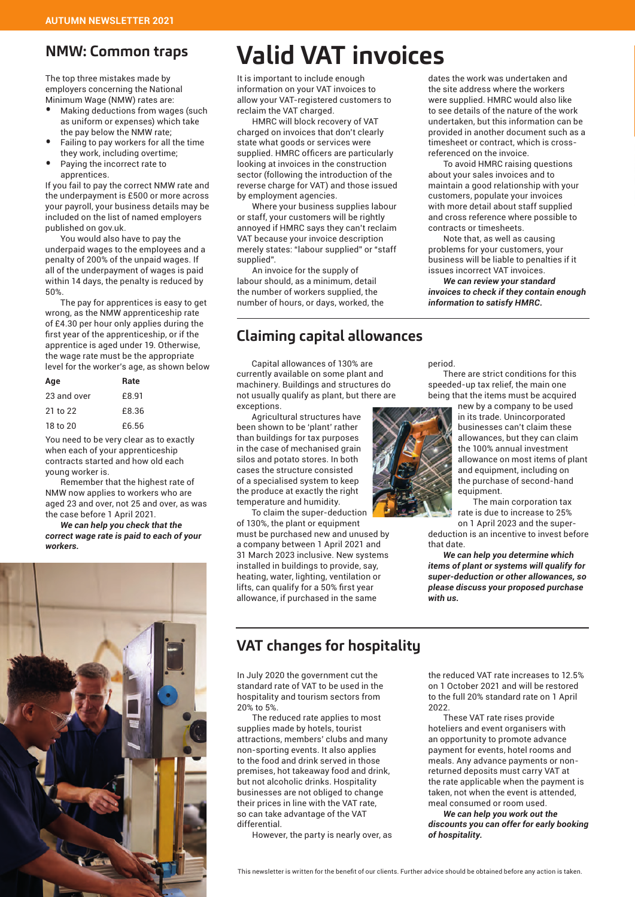## NMW: Common traps

The top three mistakes made by employers concerning the National Minimum Wage (NMW) rates are:

- Making deductions from wages (such as uniform or expenses) which take the pay below the NMW rate;
- Failing to pay workers for all the time they work, including overtime;
- Paying the incorrect rate to apprentices.

If you fail to pay the correct NMW rate and the underpayment is £500 or more across your payroll, your business details may be included on the list of named employers published on gov.uk.

You would also have to pay the underpaid wages to the employees and a penalty of 200% of the unpaid wages. If all of the underpayment of wages is paid within 14 days, the penalty is reduced by 50%.

The pay for apprentices is easy to get wrong, as the NMW apprenticeship rate of £4.30 per hour only applies during the first year of the apprenticeship, or if the apprentice is aged under 19. Otherwise, the wage rate must be the appropriate level for the worker's age, as shown below

| Age | Rate |
|---|---|
| 23 and over | £8.91 |
| 21 to 22 | £8.36 |
| 18 to 20 | £6.56 |

You need to be very clear as to exactly when each of your apprenticeship contracts started and how old each young worker is.

Remember that the highest rate of NMW now applies to workers who are aged 23 and over, not 25 and over, as was the case before 1 April 2021.

***We can help you check that the correct wage rate is paid to each of your workers.***

# Valid VAT invoices

It is important to include enough information on your VAT invoices to allow your VAT-registered customers to reclaim the VAT charged.

HMRC will block recovery of VAT charged on invoices that don't clearly state what goods or services were supplied. HMRC officers are particularly looking at invoices in the construction sector (following the introduction of the reverse charge for VAT) and those issued by employment agencies.

Where your business supplies labour or staff, your customers will be rightly annoyed if HMRC says they can't reclaim VAT because your invoice description merely states: "labour supplied" or "staff supplied".

An invoice for the supply of labour should, as a minimum, detail the number of workers supplied, the number of hours, or days, worked, the dates the work was undertaken and the site address where the workers were supplied. HMRC would also like to see details of the nature of the work undertaken, but this information can be provided in another document such as a timesheet or contract, which is cross-referenced on the invoice.

To avoid HMRC raising questions about your sales invoices and to maintain a good relationship with your customers, populate your invoices with more detail about staff supplied and cross reference where possible to contracts or timesheets.

Note that, as well as causing problems for your customers, your business will be liable to penalties if it issues incorrect VAT invoices.

***We can review your standard invoices to check if they contain enough information to satisfy HMRC.***

## Claiming capital allowances

Capital allowances of 130% are currently available on some plant and machinery. Buildings and structures do not usually qualify as plant, but there are exceptions.

Agricultural structures have been shown to be 'plant' rather than buildings for tax purposes in the case of mechanised grain silos and potato stores. In both cases the structure consisted of a specialised system to keep the produce at exactly the right temperature and humidity.

To claim the super-deduction of 130%, the plant or equipment must be purchased new and unused by a company between 1 April 2021 and 31 March 2023 inclusive. New systems installed in buildings to provide, say, heating, water, lighting, ventilation or lifts, can qualify for a 50% first year allowance, if purchased in the same period.

There are strict conditions for this speeded-up tax relief, the main one being that the items must be acquired new by a company to be used in its trade. Unincorporated businesses can't claim these allowances, but they can claim the 100% annual investment allowance on most items of plant and equipment, including on the purchase of second-hand equipment.

The main corporation tax rate is due to increase to 25% on 1 April 2023 and the super-deduction is an incentive to invest before that date.

***We can help you determine which items of plant or systems will qualify for super-deduction or other allowances, so please discuss your proposed purchase with us.***

## VAT changes for hospitality

In July 2020 the government cut the standard rate of VAT to be used in the hospitality and tourism sectors from 20% to 5%.

The reduced rate applies to most supplies made by hotels, tourist attractions, members' clubs and many non-sporting events. It also applies to the food and drink served in those premises, hot takeaway food and drink, but not alcoholic drinks. Hospitality businesses are not obliged to change their prices in line with the VAT rate, so can take advantage of the VAT differential.

However, the party is nearly over, as the reduced VAT rate increases to 12.5% on 1 October 2021 and will be restored to the full 20% standard rate on 1 April 2022.

These VAT rate rises provide hoteliers and event organisers with an opportunity to promote advance payment for events, hotel rooms and meals. Any advance payments or non-returned deposits must carry VAT at the rate applicable when the payment is taken, not when the event is attended, meal consumed or room used.

***We can help you work out the discounts you can offer for early booking of hospitality.***

This newsletter is written for the benefit of our clients. Further advice should be obtained before any action is taken.